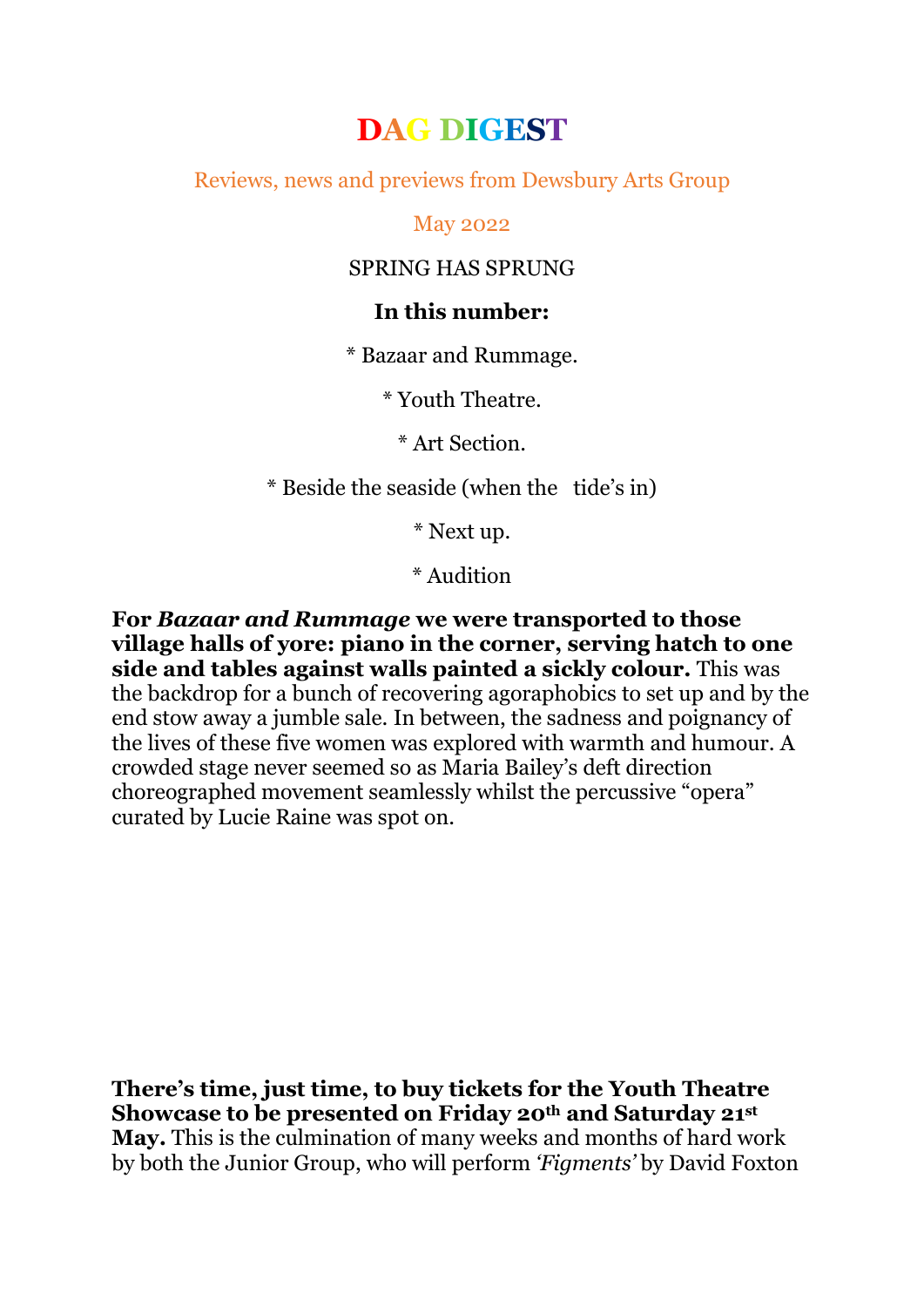# DAG DIGEST

Reviews, news and previews from Dewsbury Arts Group

May 2022

SPRING HAS SPRUNG

**In this number:**

\* Bazaar and Rummage.

\* Youth Theatre.

\* Art Section.

\* Beside the seaside (when the tide's in)

\* Next up.

\* Audition

**For *Bazaar and Rummage* we were transported to those village halls of yore: piano in the corner, serving hatch to one side and tables against walls painted a sickly colour.** This was the backdrop for a bunch of recovering agoraphobics to set up and by the end stow away a jumble sale. In between, the sadness and poignancy of the lives of these five women was explored with warmth and humour. A crowded stage never seemed so as Maria Bailey's deft direction choreographed movement seamlessly whilst the percussive "opera" curated by Lucie Raine was spot on.

**There's time, just time, to buy tickets for the Youth Theatre Showcase to be presented on Friday 20th and Saturday 21st May.** This is the culmination of many weeks and months of hard work by both the Junior Group, who will perform *'Figments'* by David Foxton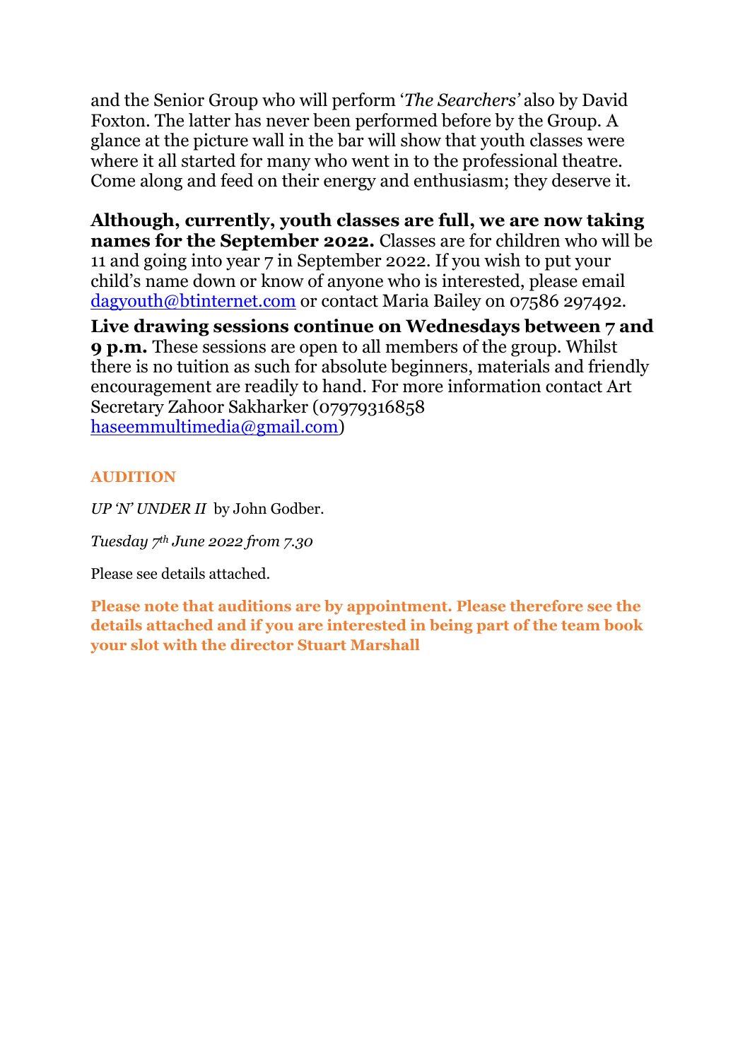and the Senior Group who will perform '*The Searchers'* also by David Foxton. The latter has never been performed before by the Group. A glance at the picture wall in the bar will show that youth classes were where it all started for many who went in to the professional theatre. Come along and feed on their energy and enthusiasm; they deserve it.

**Although, currently, youth classes are full, we are now taking names for the September 2022.** Classes are for children who will be 11 and going into year 7 in September 2022. If you wish to put your child's name down or know of anyone who is interested, please email dagyouth@btinternet.com or contact Maria Bailey on 07586 297492.

**Live drawing sessions continue on Wednesdays between 7 and 9 p.m.** These sessions are open to all members of the group. Whilst there is no tuition as such for absolute beginners, materials and friendly encouragement are readily to hand. For more information contact Art Secretary Zahoor Sakharker (07979316858 haseemmultimedia@gmail.com)

**AUDITION**

*UP 'N' UNDER II* by John Godber.

*Tuesday 7th June 2022 from 7.30*

Please see details attached.

**Please note that auditions are by appointment. Please therefore see the details attached and if you are interested in being part of the team book your slot with the director Stuart Marshall**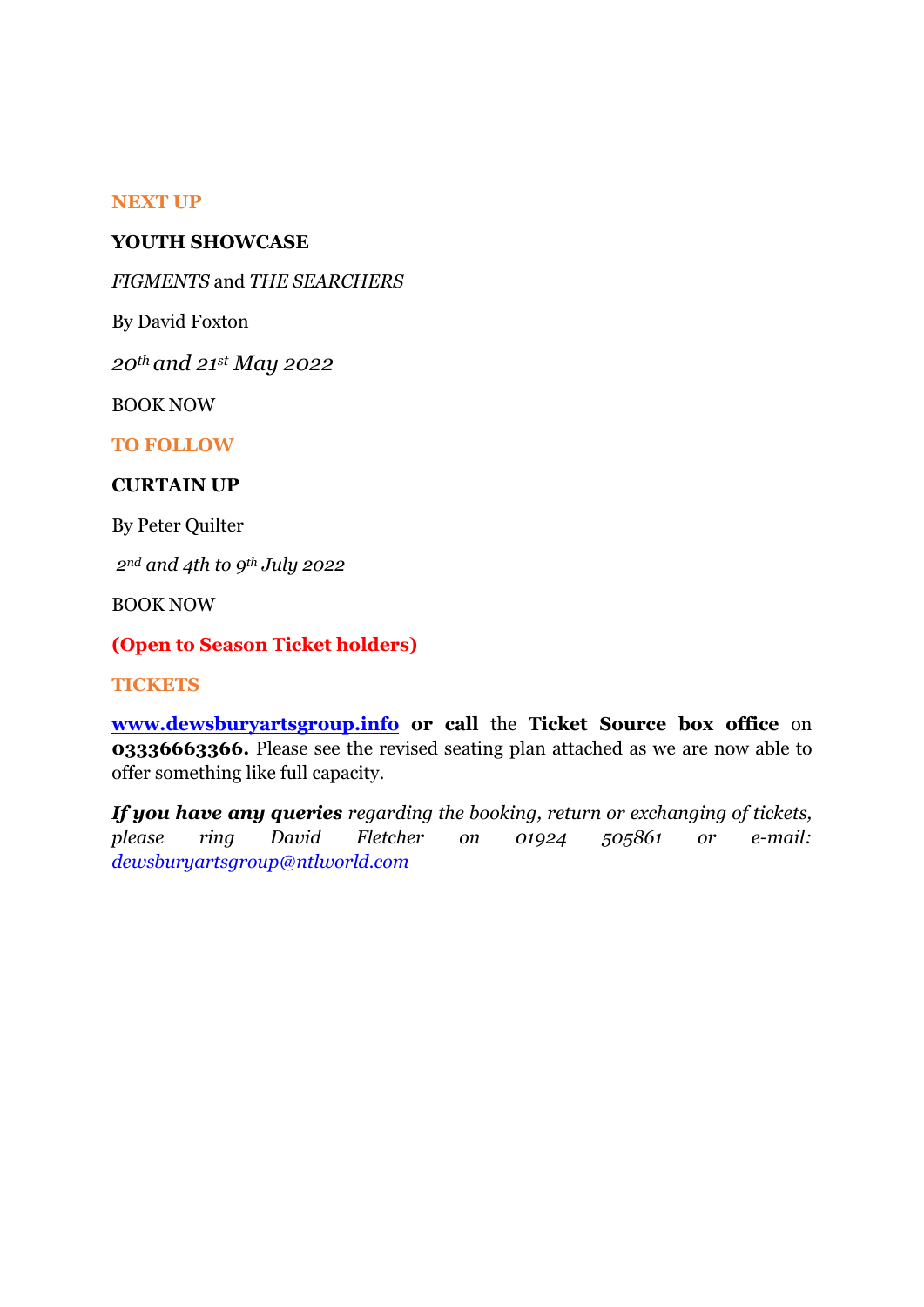**NEXT UP**

**YOUTH SHOWCASE**

*FIGMENTS* and *THE SEARCHERS*

By David Foxton

*20th and 21st May 2022*

BOOK NOW

**TO FOLLOW**

**CURTAIN UP**

By Peter Quilter

*2nd and 4th to 9th July 2022*

BOOK NOW

**(Open to Season Ticket holders)**

**TICKETS**

**[www.dewsburyartsgroup.info](http://www.dewsburyartsgroup.info) or call** the **Ticket Source box office** on **03336663366.** Please see the revised seating plan attached as we are now able to offer something like full capacity.

***If you have any queries*** *regarding the booking, return or exchanging of tickets, please ring David Fletcher on 01924 505861 or e-mail: [dewsburyartsgroup@ntlworld.com](mailto:dewsburyartsgroup@ntlworld.com)*